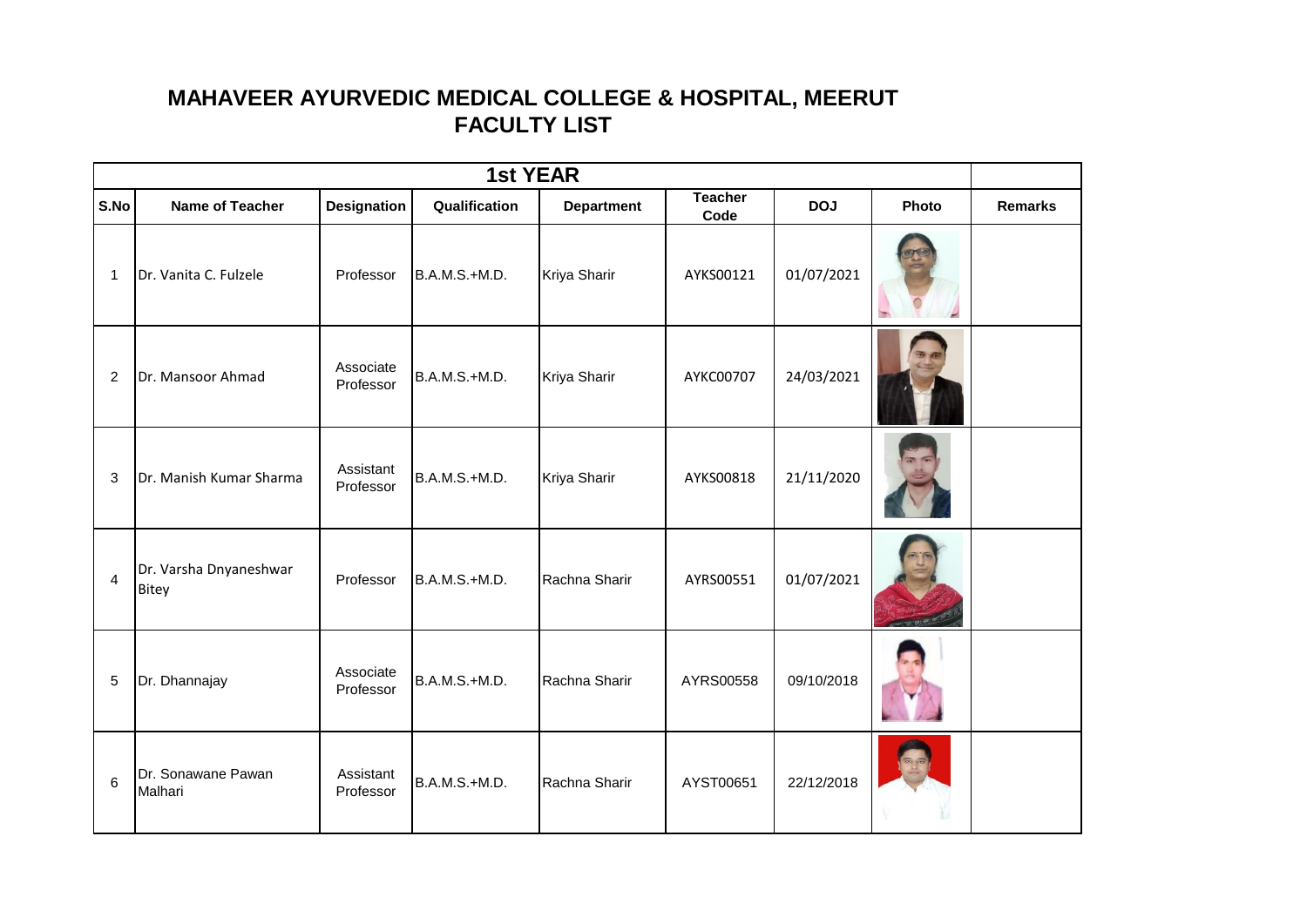# MAHAVEER AYURVEDIC MEDICAL COLLEGE & HOSPITAL, MEERUT
## FACULTY LIST

| 1st YEAR | | | | | | | | |
|---|---|---|---|---|---|---|---|---|
| **S.No** | **Name of Teacher** | **Designation** | **Qualification** | **Department** | **Teacher Code** | **DOJ** | **Photo** | **Remarks** |
| 1 | Dr. Vanita C. Fulzele | Professor | B.A.M.S.+M.D. | Kriya Sharir | AYKS00121 | 01/07/2021 | | |
| 2 | Dr. Mansoor Ahmad | Associate Professor | B.A.M.S.+M.D. | Kriya Sharir | AYKC00707 | 24/03/2021 | | |
| 3 | Dr. Manish Kumar Sharma | Assistant Professor | B.A.M.S.+M.D. | Kriya Sharir | AYKS00818 | 21/11/2020 | | |
| 4 | Dr. Varsha Dnyaneshwar Bitey | Professor | B.A.M.S.+M.D. | Rachna Sharir | AYRS00551 | 01/07/2021 | | |
| 5 | Dr. Dhannajay | Associate Professor | B.A.M.S.+M.D. | Rachna Sharir | AYRS00558 | 09/10/2018 | | |
| 6 | Dr. Sonawane Pawan Malhari | Assistant Professor | B.A.M.S.+M.D. | Rachna Sharir | AYST00651 | 22/12/2018 | | |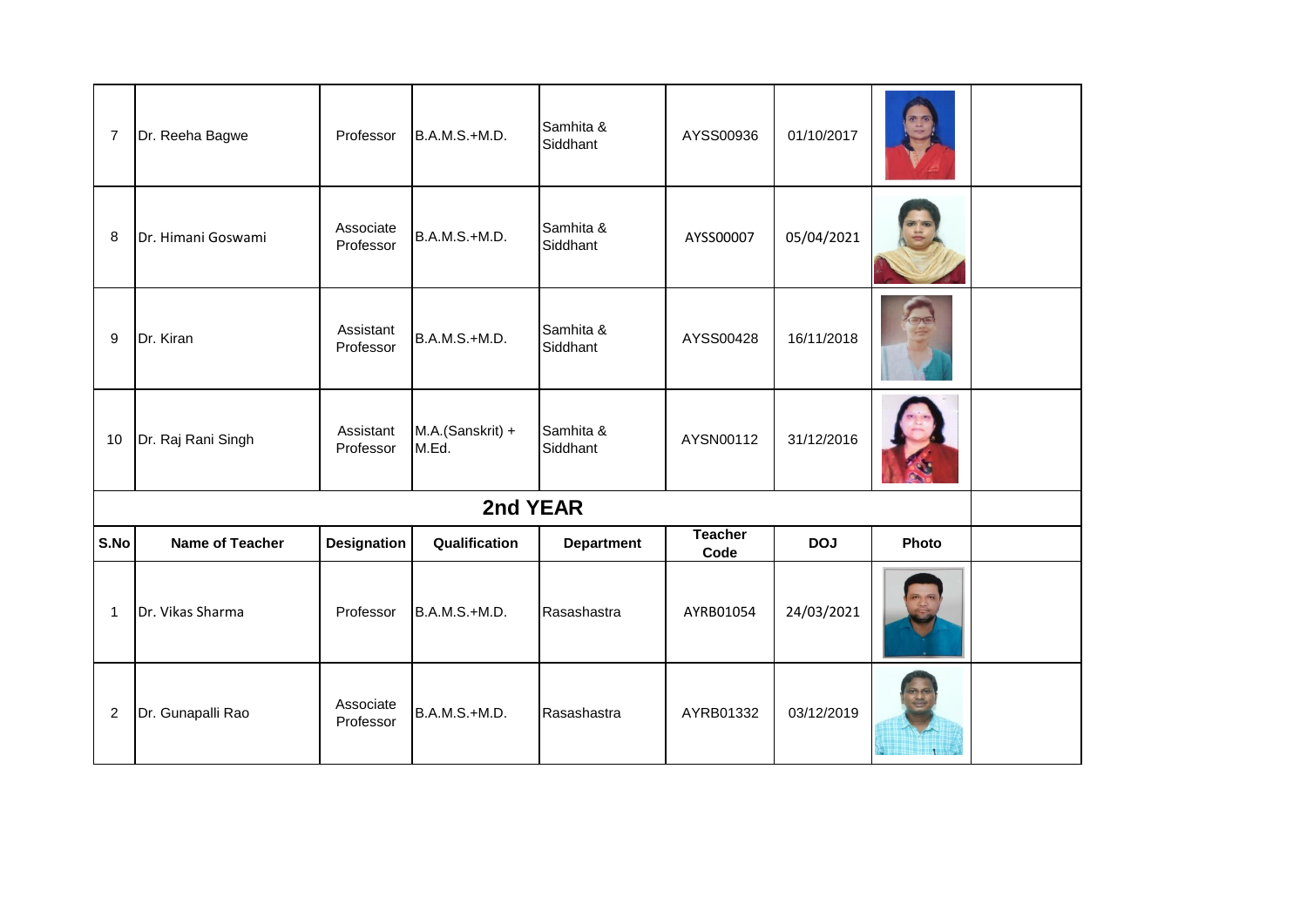| | | | | | | | | |
|---|---|---|---|---|---|---|---|---|
| 7 | Dr. Reeha Bagwe | Professor | B.A.M.S.+M.D. | Samhita & Siddhant | AYSS00936 | 01/10/2017 | | |
| 8 | Dr. Himani Goswami | Associate Professor | B.A.M.S.+M.D. | Samhita & Siddhant | AYSS00007 | 05/04/2021 | | |
| 9 | Dr. Kiran | Assistant Professor | B.A.M.S.+M.D. | Samhita & Siddhant | AYSS00428 | 16/11/2018 | | |
| 10 | Dr. Raj Rani Singh | Assistant Professor | M.A.(Sanskrit) + M.Ed. | Samhita & Siddhant | AYSN00112 | 31/12/2016 | | |

## 2nd YEAR

| S.No | Name of Teacher | Designation | Qualification | Department | Teacher Code | DOJ | Photo | |
|---|---|---|---|---|---|---|---|---|
| 1 | Dr. Vikas Sharma | Professor | B.A.M.S.+M.D. | Rasashastra | AYRB01054 | 24/03/2021 | | |
| 2 | Dr. Gunapalli Rao | Associate Professor | B.A.M.S.+M.D. | Rasashastra | AYRB01332 | 03/12/2019 | | |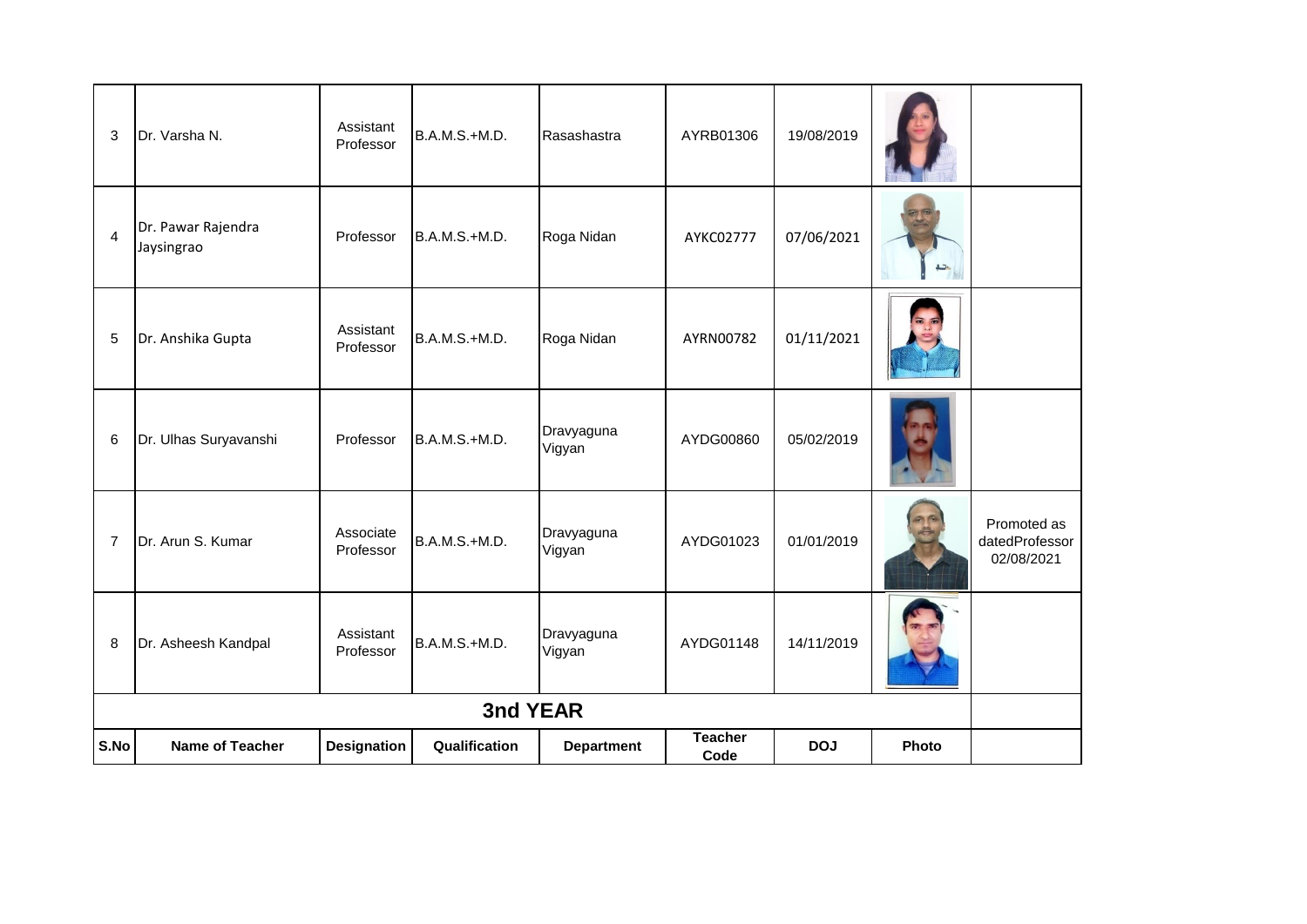| 3 | Dr. Varsha N. | Assistant Professor | B.A.M.S.+M.D. | Rasashastra | AYRB01306 | 19/08/2019 | | |
|---|---|---|---|---|---|---|---|---|
| 4 | Dr. Pawar Rajendra Jaysingrao | Professor | B.A.M.S.+M.D. | Roga Nidan | AYKC02777 | 07/06/2021 | | |
| 5 | Dr. Anshika Gupta | Assistant Professor | B.A.M.S.+M.D. | Roga Nidan | AYRN00782 | 01/11/2021 | | |
| 6 | Dr. Ulhas Suryavanshi | Professor | B.A.M.S.+M.D. | Dravyaguna Vigyan | AYDG00860 | 05/02/2019 | | |
| 7 | Dr. Arun S. Kumar | Associate Professor | B.A.M.S.+M.D. | Dravyaguna Vigyan | AYDG01023 | 01/01/2019 | | Promoted as datedProfessor 02/08/2021 |
| 8 | Dr. Asheesh Kandpal | Assistant Professor | B.A.M.S.+M.D. | Dravyaguna Vigyan | AYDG01148 | 14/11/2019 | | |
| **3nd YEAR** | | | | | | | | |
| **S.No** | **Name of Teacher** | **Designation** | **Qualification** | **Department** | **Teacher Code** | **DOJ** | **Photo** | |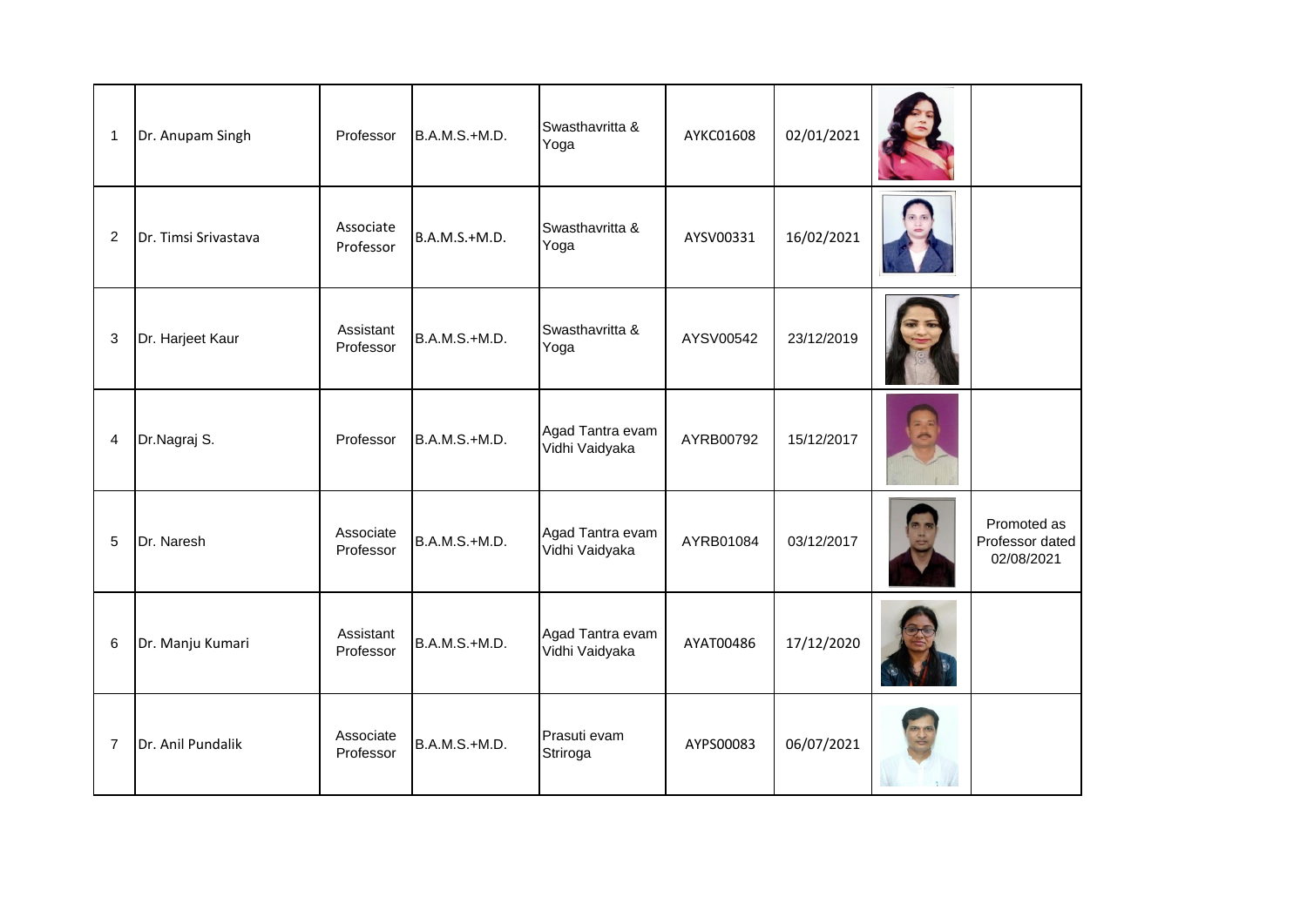| 1 | Dr. Anupam Singh | Professor | B.A.M.S.+M.D. | Swasthavritta & Yoga | AYKC01608 | 02/01/2021 | | |
|---|---|---|---|---|---|---|---|---|
| 2 | Dr. Timsi Srivastava | Associate Professor | B.A.M.S.+M.D. | Swasthavritta & Yoga | AYSV00331 | 16/02/2021 | | |
| 3 | Dr. Harjeet Kaur | Assistant Professor | B.A.M.S.+M.D. | Swasthavritta & Yoga | AYSV00542 | 23/12/2019 | | |
| 4 | Dr.Nagraj S. | Professor | B.A.M.S.+M.D. | Agad Tantra evam Vidhi Vaidyaka | AYRB00792 | 15/12/2017 | | |
| 5 | Dr. Naresh | Associate Professor | B.A.M.S.+M.D. | Agad Tantra evam Vidhi Vaidyaka | AYRB01084 | 03/12/2017 | | Promoted as Professor dated 02/08/2021 |
| 6 | Dr. Manju Kumari | Assistant Professor | B.A.M.S.+M.D. | Agad Tantra evam Vidhi Vaidyaka | AYAT00486 | 17/12/2020 | | |
| 7 | Dr. Anil Pundalik | Associate Professor | B.A.M.S.+M.D. | Prasuti evam Striroga | AYPS00083 | 06/07/2021 | | |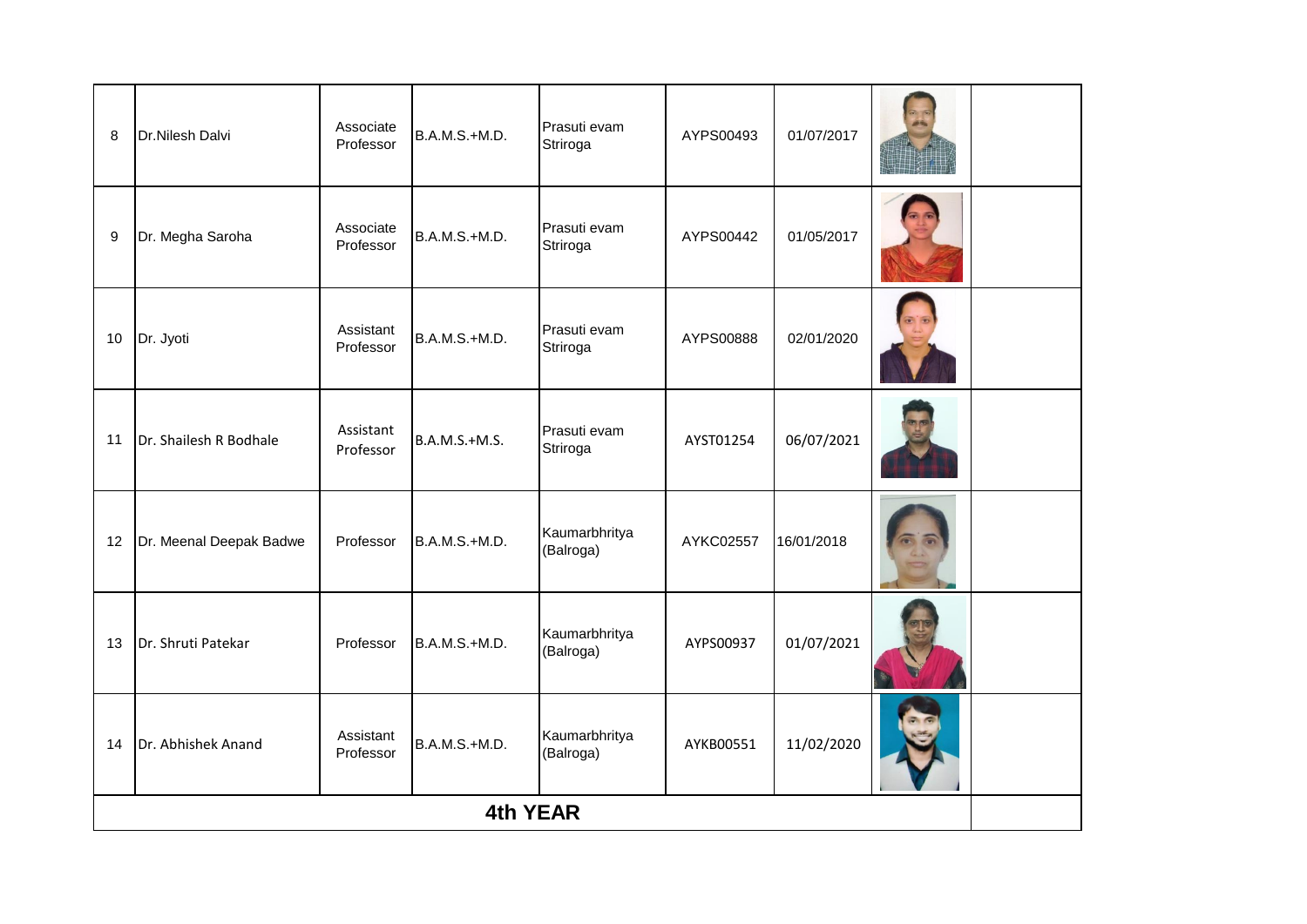| 8 | Dr.Nilesh Dalvi | Associate Professor | B.A.M.S.+M.D. | Prasuti evam Striroga | AYPS00493 | 01/07/2017 | | |
|---|---|---|---|---|---|---|---|---|
| 9 | Dr. Megha Saroha | Associate Professor | B.A.M.S.+M.D. | Prasuti evam Striroga | AYPS00442 | 01/05/2017 | | |
| 10 | Dr. Jyoti | Assistant Professor | B.A.M.S.+M.D. | Prasuti evam Striroga | AYPS00888 | 02/01/2020 | | |
| 11 | Dr. Shailesh R Bodhale | Assistant Professor | B.A.M.S.+M.S. | Prasuti evam Striroga | AYST01254 | 06/07/2021 | | |
| 12 | Dr. Meenal Deepak Badwe | Professor | B.A.M.S.+M.D. | Kaumarbhritya (Balroga) | AYKC02557 | 16/01/2018 | | |
| 13 | Dr. Shruti Patekar | Professor | B.A.M.S.+M.D. | Kaumarbhritya (Balroga) | AYPS00937 | 01/07/2021 | | |
| 14 | Dr. Abhishek Anand | Assistant Professor | B.A.M.S.+M.D. | Kaumarbhritya (Balroga) | AYKB00551 | 11/02/2020 | | |
| **4th YEAR** | | | | | | | | |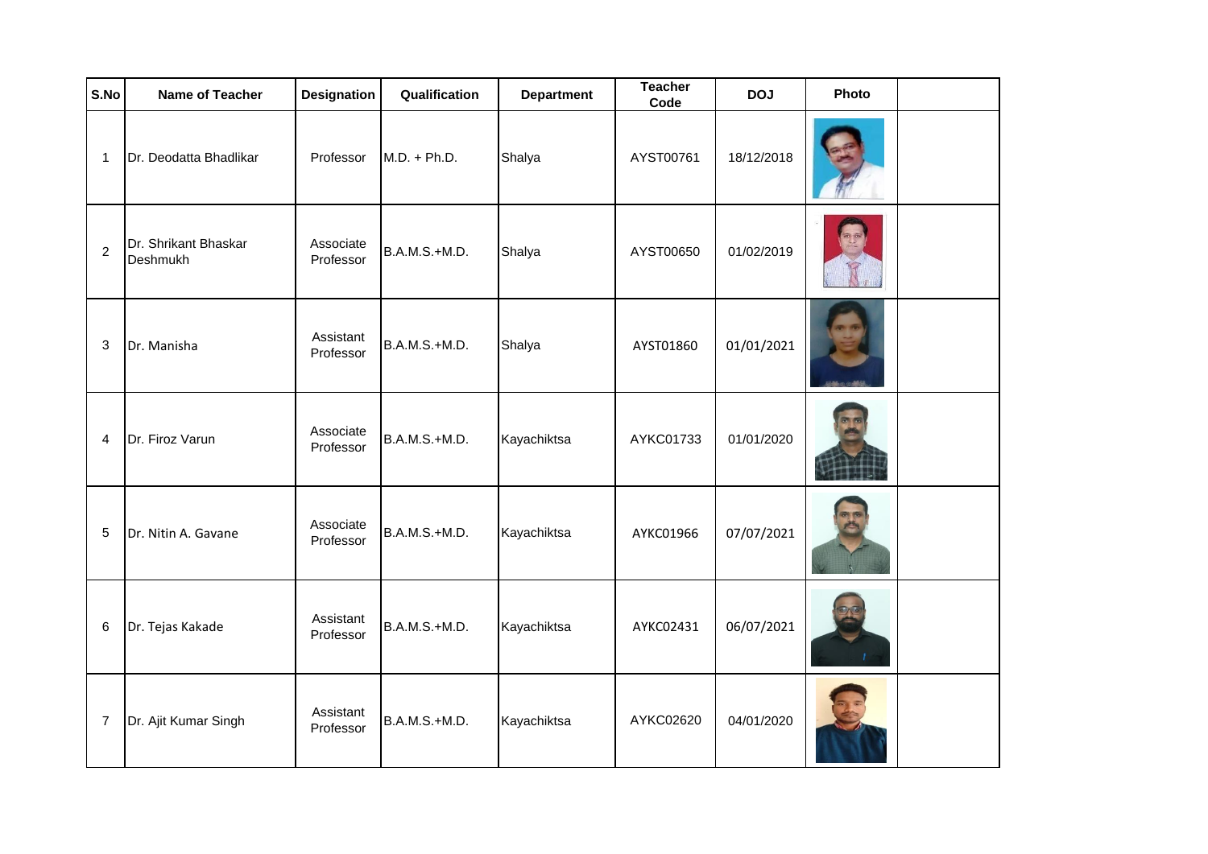| S.No | Name of Teacher | Designation | Qualification | Department | Teacher Code | DOJ | Photo | |
|---|---|---|---|---|---|---|---|---|
| 1 | Dr. Deodatta Bhadlikar | Professor | M.D. + Ph.D. | Shalya | AYST00761 | 18/12/2018 | | |
| 2 | Dr. Shrikant Bhaskar Deshmukh | Associate Professor | B.A.M.S.+M.D. | Shalya | AYST00650 | 01/02/2019 | | |
| 3 | Dr. Manisha | Assistant Professor | B.A.M.S.+M.D. | Shalya | AYST01860 | 01/01/2021 | | |
| 4 | Dr. Firoz Varun | Associate Professor | B.A.M.S.+M.D. | Kayachiktsa | AYKC01733 | 01/01/2020 | | |
| 5 | Dr. Nitin A. Gavane | Associate Professor | B.A.M.S.+M.D. | Kayachiktsa | AYKC01966 | 07/07/2021 | | |
| 6 | Dr. Tejas Kakade | Assistant Professor | B.A.M.S.+M.D. | Kayachiktsa | AYKC02431 | 06/07/2021 | | |
| 7 | Dr. Ajit Kumar Singh | Assistant Professor | B.A.M.S.+M.D. | Kayachiktsa | AYKC02620 | 04/01/2020 | | |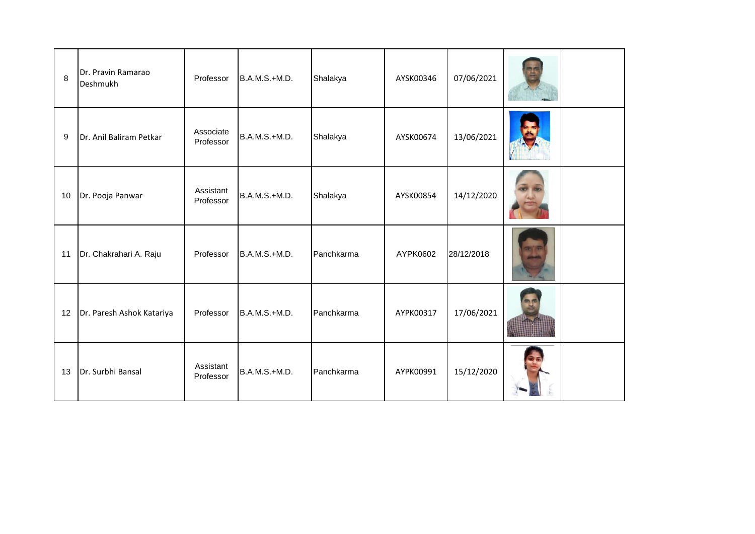| | | | | | | | | |
|---|---|---|---|---|---|---|---|---|
| 8 | Dr. Pravin Ramarao Deshmukh | Professor | B.A.M.S.+M.D. | Shalakya | AYSK00346 | 07/06/2021 | | |
| 9 | Dr. Anil Baliram Petkar | Associate Professor | B.A.M.S.+M.D. | Shalakya | AYSK00674 | 13/06/2021 | | |
| 10 | Dr. Pooja Panwar | Assistant Professor | B.A.M.S.+M.D. | Shalakya | AYSK00854 | 14/12/2020 | | |
| 11 | Dr. Chakrahari A. Raju | Professor | B.A.M.S.+M.D. | Panchkarma | AYPK0602 | 28/12/2018 | | |
| 12 | Dr. Paresh Ashok Katariya | Professor | B.A.M.S.+M.D. | Panchkarma | AYPK00317 | 17/06/2021 | | |
| 13 | Dr. Surbhi Bansal | Assistant Professor | B.A.M.S.+M.D. | Panchkarma | AYPK00991 | 15/12/2020 | | |